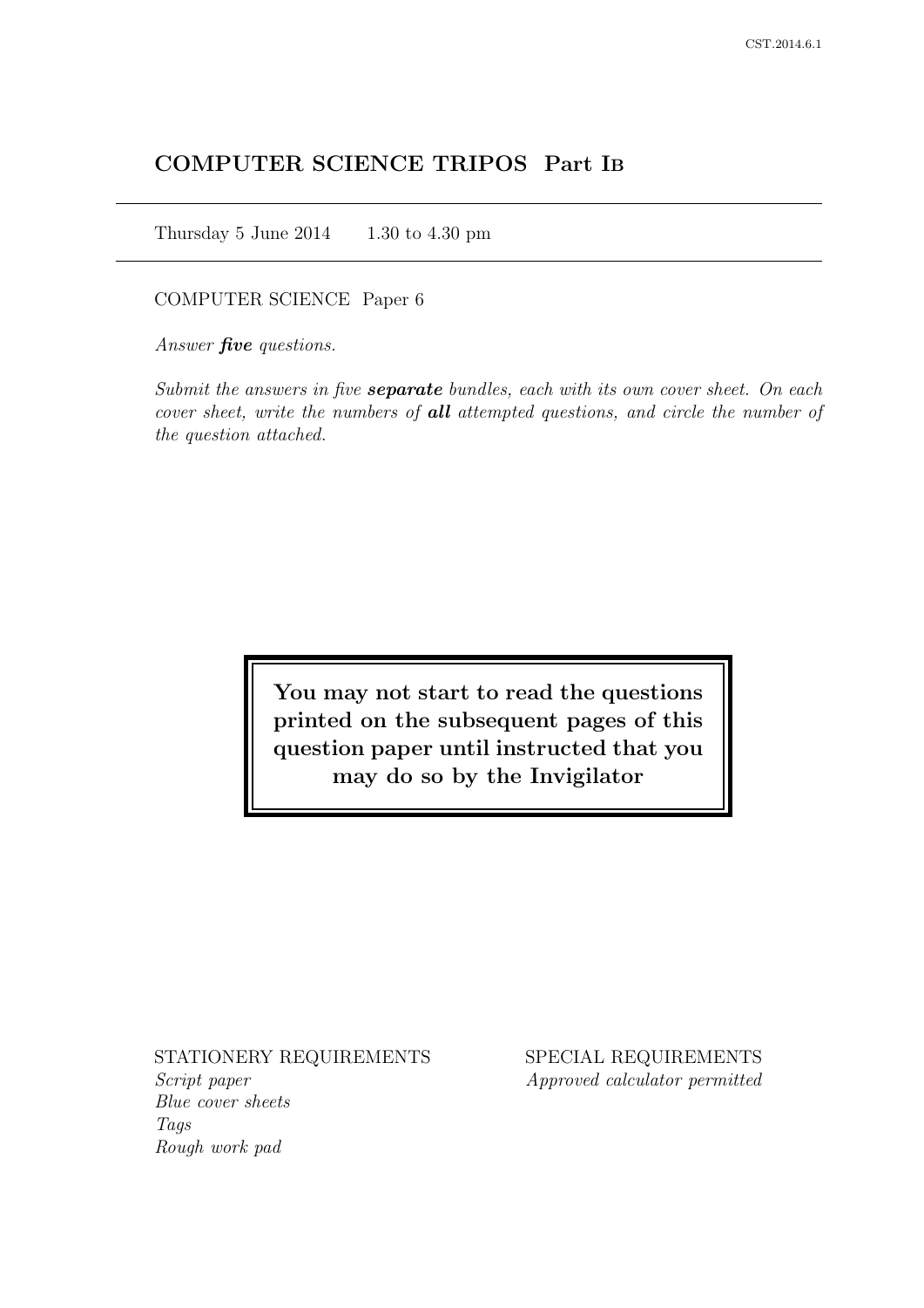# COMPUTER SCIENCE TRIPOS Part IB

Thursday 5 June 2014    1.30 to 4.30 pm

COMPUTER SCIENCE Paper 6

*Answer **five** questions.*

*Submit the answers in five **separate** bundles, each with its own cover sheet. On each cover sheet, write the numbers of **all** attempted questions, and circle the number of the question attached.*

**You may not start to read the questions printed on the subsequent pages of this question paper until instructed that you may do so by the Invigilator**

STATIONERY REQUIREMENTS
*Script paper*
*Blue cover sheets*
*Tags*
*Rough work pad*

SPECIAL REQUIREMENTS
*Approved calculator permitted*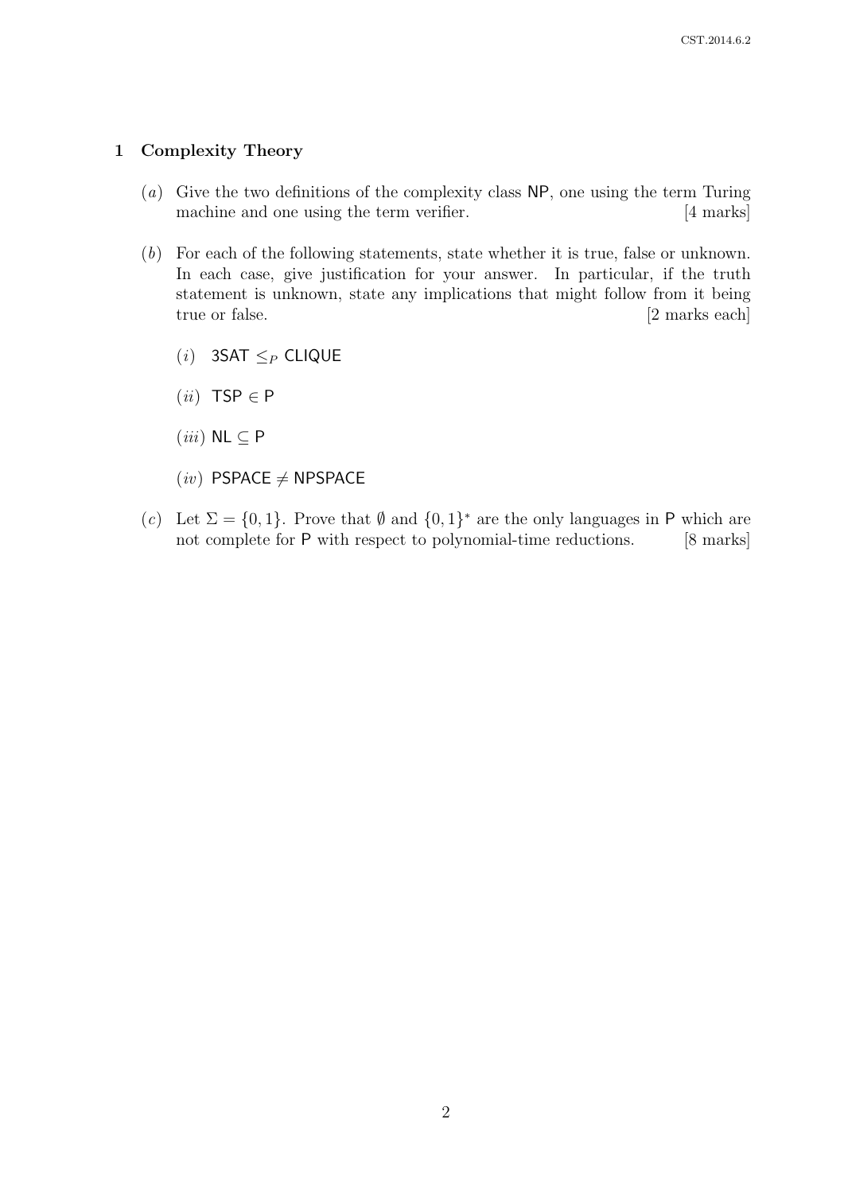## 1 Complexity Theory

(*a*) Give the two definitions of the complexity class NP, one using the term Turing machine and one using the term verifier. [4 marks]

(*b*) For each of the following statements, state whether it is true, false or unknown. In each case, give justification for your answer. In particular, if the truth statement is unknown, state any implications that might follow from it being true or false. [2 marks each]

(*i*) $\mathsf{3SAT} \leq_P \mathsf{CLIQUE}$

(*ii*) $\mathsf{TSP} \in \mathsf{P}$

(*iii*) $\mathsf{NL} \subseteq \mathsf{P}$

(*iv*) $\mathsf{PSPACE} \neq \mathsf{NPSPACE}$

(*c*) Let $\Sigma = \{0, 1\}$. Prove that $\emptyset$ and $\{0, 1\}^*$ are the only languages in P which are not complete for P with respect to polynomial-time reductions. [8 marks]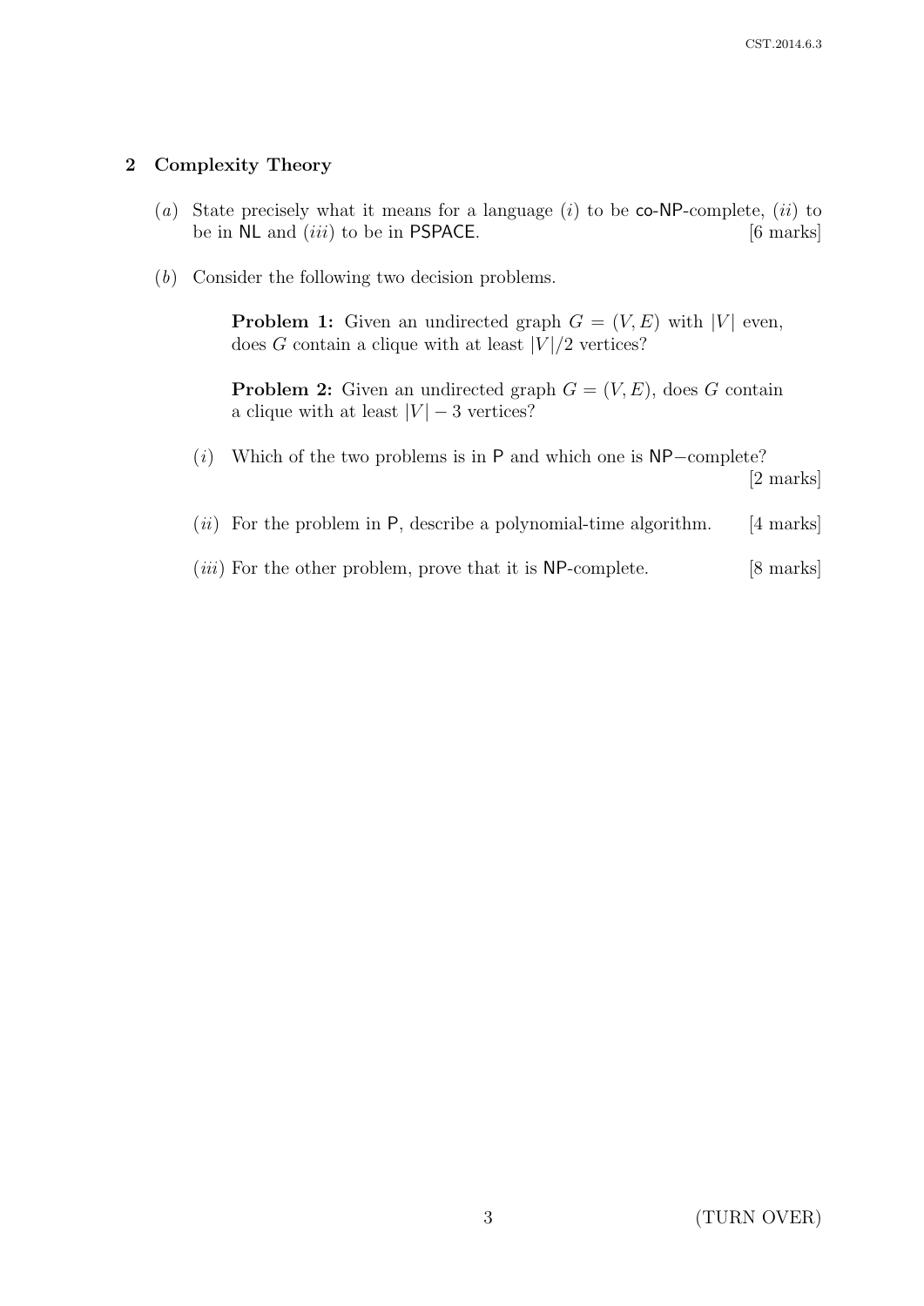## 2 Complexity Theory

(*a*) State precisely what it means for a language (*i*) to be co-NP-complete, (*ii*) to be in NL and (*iii*) to be in PSPACE. [6 marks]

(*b*) Consider the following two decision problems.

> **Problem 1:** Given an undirected graph $G = (V, E)$ with $|V|$ even, does $G$ contain a clique with at least $|V|/2$ vertices?
>
> **Problem 2:** Given an undirected graph $G = (V, E)$, does $G$ contain a clique with at least $|V| - 3$ vertices?

(*i*) Which of the two problems is in P and which one is NP−complete? [2 marks]

(*ii*) For the problem in P, describe a polynomial-time algorithm. [4 marks]

(*iii*) For the other problem, prove that it is NP-complete. [8 marks]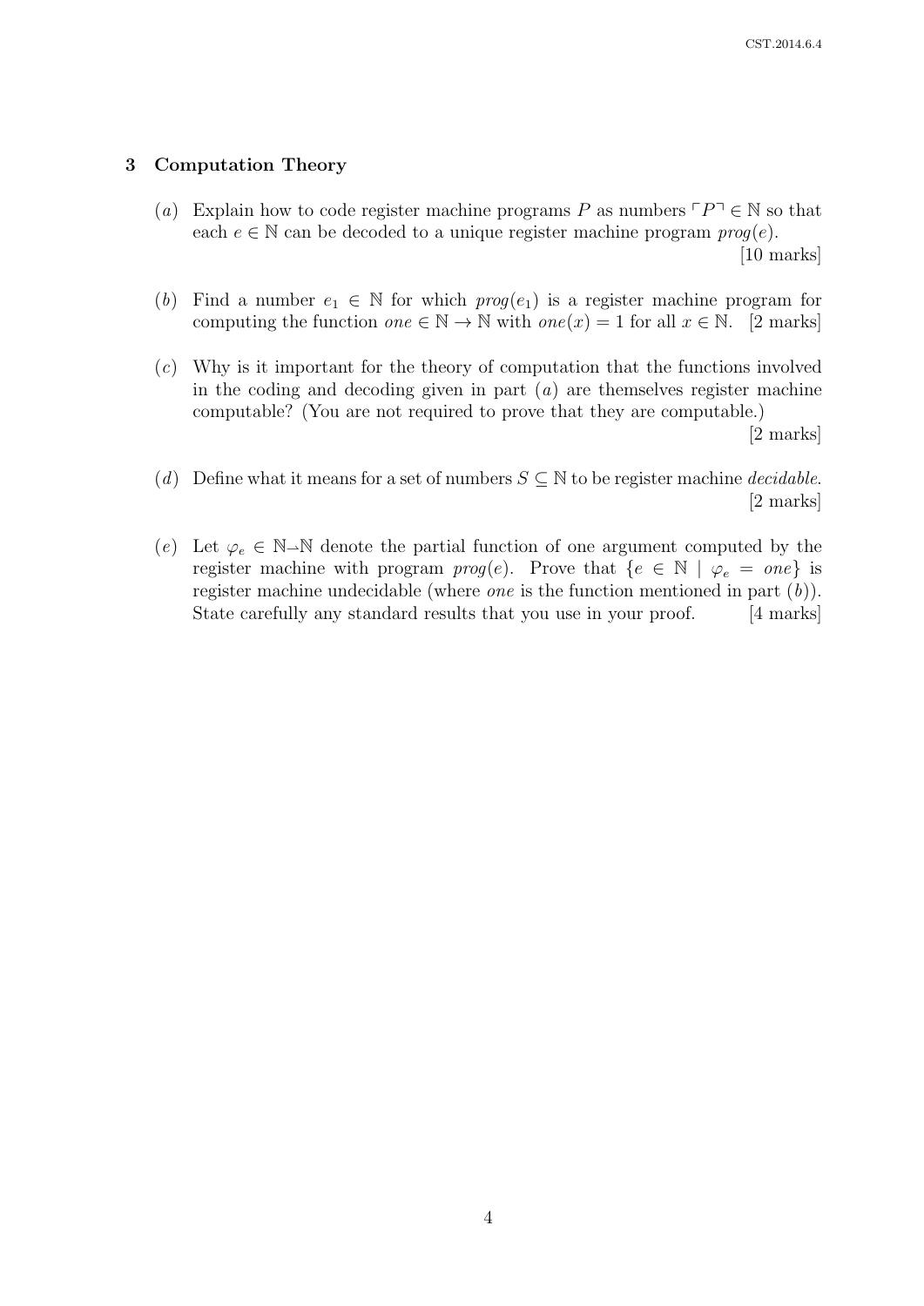## 3 Computation Theory

(*a*) Explain how to code register machine programs $P$ as numbers $\ulcorner P \urcorner \in \mathbb{N}$ so that each $e \in \mathbb{N}$ can be decoded to a unique register machine program $prog(e)$. [10 marks]

(*b*) Find a number $e_1 \in \mathbb{N}$ for which $prog(e_1)$ is a register machine program for computing the function $one \in \mathbb{N} \to \mathbb{N}$ with $one(x) = 1$ for all $x \in \mathbb{N}$. [2 marks]

(*c*) Why is it important for the theory of computation that the functions involved in the coding and decoding given in part (*a*) are themselves register machine computable? (You are not required to prove that they are computable.) [2 marks]

(*d*) Define what it means for a set of numbers $S \subseteq \mathbb{N}$ to be register machine *decidable*. [2 marks]

(*e*) Let $\varphi_e \in \mathbb{N} \rightharpoonup \mathbb{N}$ denote the partial function of one argument computed by the register machine with program $prog(e)$. Prove that $\{e \in \mathbb{N} \mid \varphi_e = one\}$ is register machine undecidable (where *one* is the function mentioned in part (*b*)). State carefully any standard results that you use in your proof. [4 marks]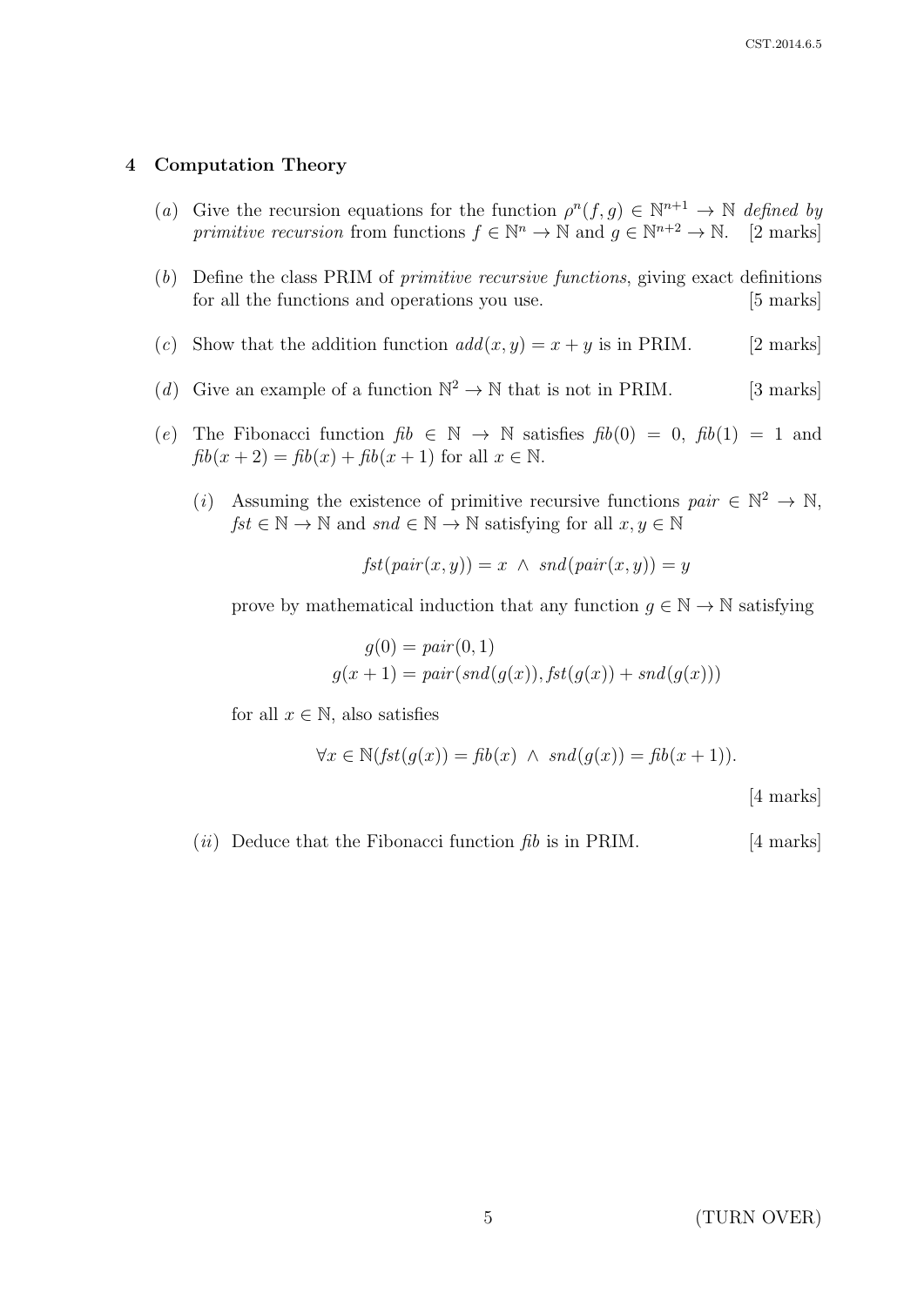## 4 Computation Theory

(*a*) Give the recursion equations for the function $\rho^n(f, g) \in \mathbb{N}^{n+1} \to \mathbb{N}$ *defined by primitive recursion* from functions $f \in \mathbb{N}^n \to \mathbb{N}$ and $g \in \mathbb{N}^{n+2} \to \mathbb{N}$. [2 marks]

(*b*) Define the class PRIM of *primitive recursive functions*, giving exact definitions for all the functions and operations you use. [5 marks]

(*c*) Show that the addition function $add(x, y) = x + y$ is in PRIM. [2 marks]

(*d*) Give an example of a function $\mathbb{N}^2 \to \mathbb{N}$ that is not in PRIM. [3 marks]

(*e*) The Fibonacci function $\mathit{fib} \in \mathbb{N} \to \mathbb{N}$ satisfies $\mathit{fib}(0) = 0$, $\mathit{fib}(1) = 1$ and $\mathit{fib}(x + 2) = \mathit{fib}(x) + \mathit{fib}(x + 1)$ for all $x \in \mathbb{N}$.

(*i*) Assuming the existence of primitive recursive functions $pair \in \mathbb{N}^2 \to \mathbb{N}$, $fst \in \mathbb{N} \to \mathbb{N}$ and $snd \in \mathbb{N} \to \mathbb{N}$ satisfying for all $x, y \in \mathbb{N}$

$$fst(pair(x, y)) = x \ \wedge \ snd(pair(x, y)) = y$$

prove by mathematical induction that any function $g \in \mathbb{N} \to \mathbb{N}$ satisfying

$$
\begin{aligned}
g(0) &= pair(0, 1) \\
g(x + 1) &= pair(snd(g(x)), fst(g(x)) + snd(g(x)))
\end{aligned}
$$

for all $x \in \mathbb{N}$, also satisfies

$$\forall x \in \mathbb{N}(fst(g(x)) = \mathit{fib}(x) \ \wedge \ snd(g(x)) = \mathit{fib}(x + 1)).$$

[4 marks]

(*ii*) Deduce that the Fibonacci function *fib* is in PRIM. [4 marks]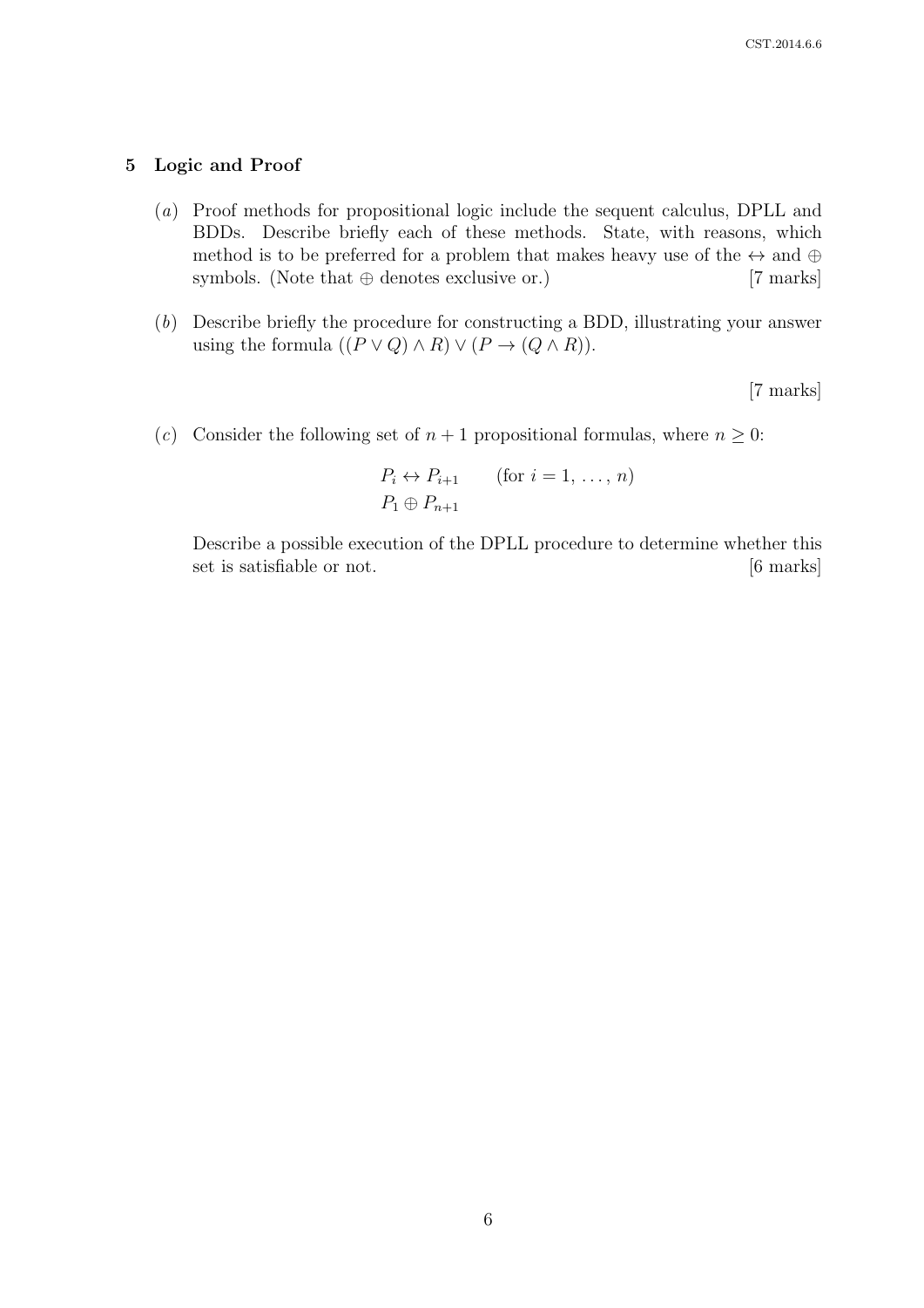## 5 Logic and Proof

(*a*) Proof methods for propositional logic include the sequent calculus, DPLL and BDDs. Describe briefly each of these methods. State, with reasons, which method is to be preferred for a problem that makes heavy use of the $\leftrightarrow$ and $\oplus$ symbols. (Note that $\oplus$ denotes exclusive or.) [7 marks]

(*b*) Describe briefly the procedure for constructing a BDD, illustrating your answer using the formula $((P \vee Q) \wedge R) \vee (P \to (Q \wedge R))$.

[7 marks]

(*c*) Consider the following set of $n+1$ propositional formulas, where $n \geq 0$:

$$
\begin{array}{ll}
P_i \leftrightarrow P_{i+1} & \quad (\text{for } i = 1, \ldots, n) \\
P_1 \oplus P_{n+1} &
\end{array}
$$

Describe a possible execution of the DPLL procedure to determine whether this set is satisfiable or not. [6 marks]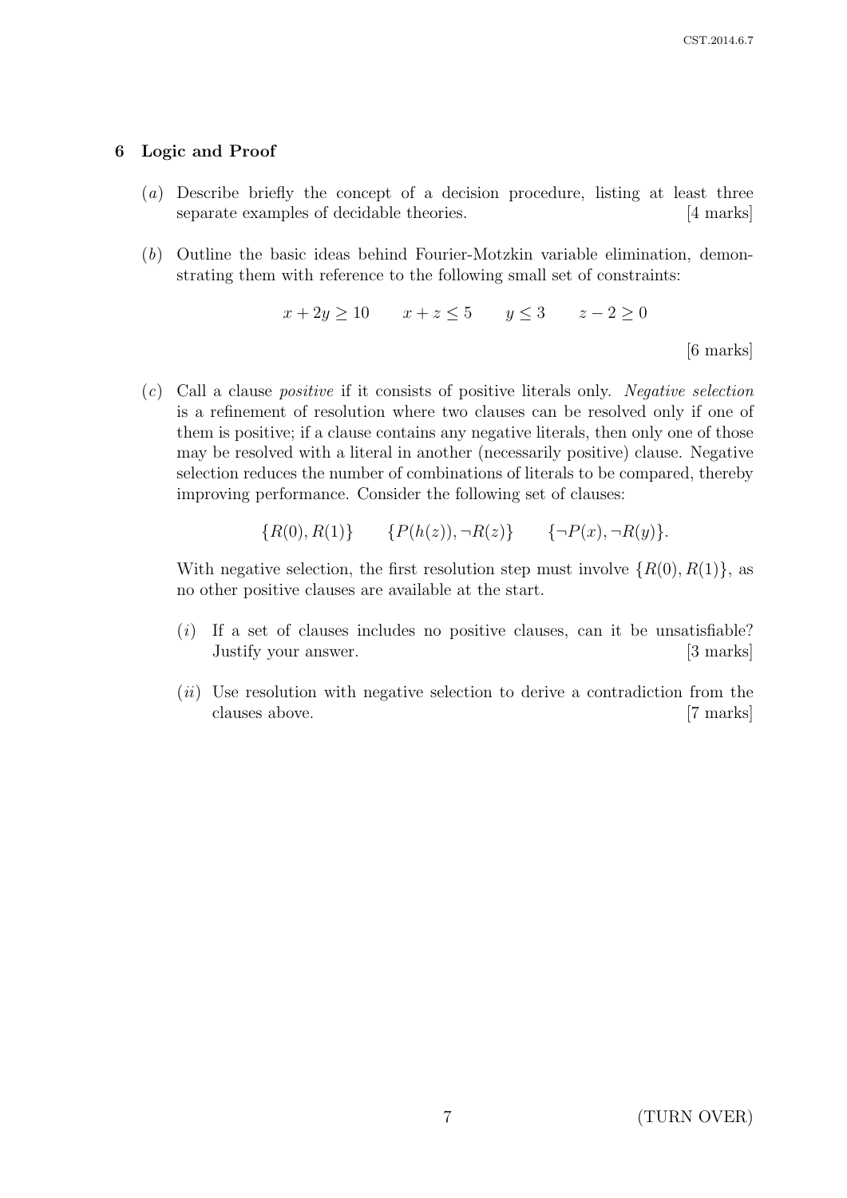## 6 Logic and Proof

(*a*) Describe briefly the concept of a decision procedure, listing at least three separate examples of decidable theories. [4 marks]

(*b*) Outline the basic ideas behind Fourier-Motzkin variable elimination, demonstrating them with reference to the following small set of constraints:

$$x + 2y \geq 10 \qquad x + z \leq 5 \qquad y \leq 3 \qquad z - 2 \geq 0$$

[6 marks]

(*c*) Call a clause *positive* if it consists of positive literals only. *Negative selection* is a refinement of resolution where two clauses can be resolved only if one of them is positive; if a clause contains any negative literals, then only one of those may be resolved with a literal in another (necessarily positive) clause. Negative selection reduces the number of combinations of literals to be compared, thereby improving performance. Consider the following set of clauses:

$$\{R(0), R(1)\} \qquad \{P(h(z)), \neg R(z)\} \qquad \{\neg P(x), \neg R(y)\}.$$

With negative selection, the first resolution step must involve $\{R(0), R(1)\}$, as no other positive clauses are available at the start.

(*i*) If a set of clauses includes no positive clauses, can it be unsatisfiable? Justify your answer. [3 marks]

(*ii*) Use resolution with negative selection to derive a contradiction from the clauses above. [7 marks]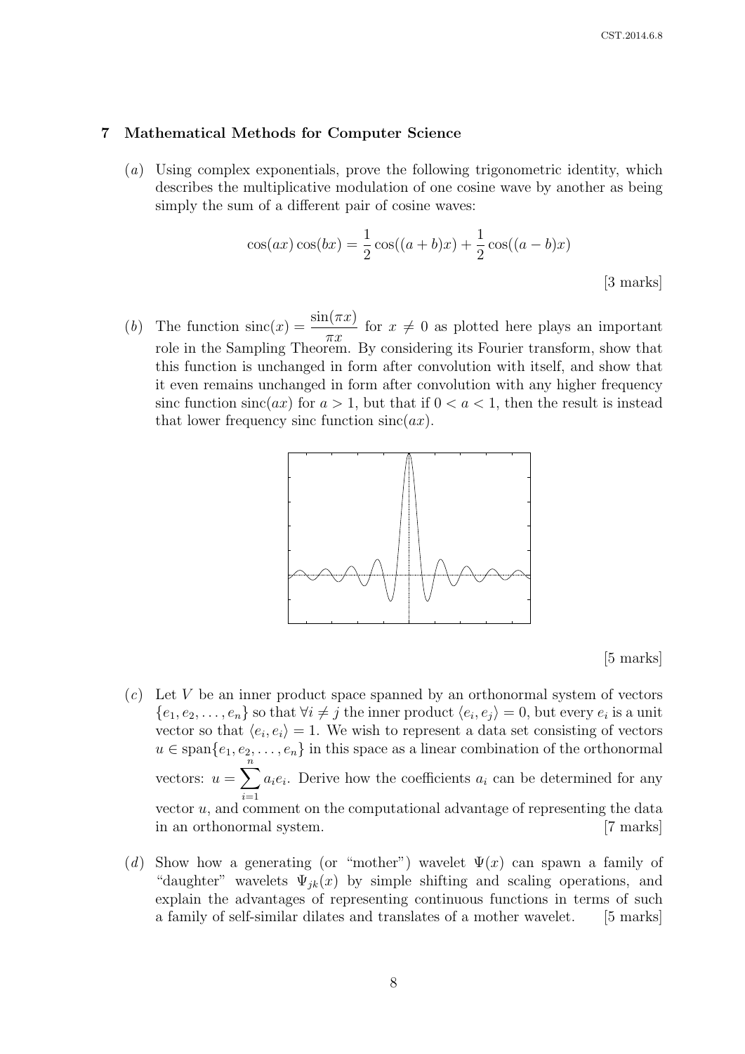## 7 Mathematical Methods for Computer Science

(*a*) Using complex exponentials, prove the following trigonometric identity, which describes the multiplicative modulation of one cosine wave by another as being simply the sum of a different pair of cosine waves:

$$\cos(ax)\cos(bx) = \frac{1}{2}\cos((a+b)x) + \frac{1}{2}\cos((a-b)x)$$

[3 marks]

(*b*) The function $\text{sinc}(x) = \dfrac{\sin(\pi x)}{\pi x}$ for $x \neq 0$ as plotted here plays an important role in the Sampling Theorem. By considering its Fourier transform, show that this function is unchanged in form after convolution with itself, and show that it even remains unchanged in form after convolution with any higher frequency sinc function $\text{sinc}(ax)$ for $a > 1$, but that if $0 < a < 1$, then the result is instead that lower frequency sinc function $\text{sinc}(ax)$.

[5 marks]

(*c*) Let $V$ be an inner product space spanned by an orthonormal system of vectors $\{e_1, e_2, \ldots, e_n\}$ so that $\forall i \neq j$ the inner product $\langle e_i, e_j \rangle = 0$, but every $e_i$ is a unit vector so that $\langle e_i, e_i \rangle = 1$. We wish to represent a data set consisting of vectors $u \in \text{span}\{e_1, e_2, \ldots, e_n\}$ in this space as a linear combination of the orthonormal vectors: $u = \sum_{i=1}^{n} a_i e_i$. Derive how the coefficients $a_i$ can be determined for any vector $u$, and comment on the computational advantage of representing the data in an orthonormal system. [7 marks]

(*d*) Show how a generating (or "mother") wavelet $\Psi(x)$ can spawn a family of "daughter" wavelets $\Psi_{jk}(x)$ by simple shifting and scaling operations, and explain the advantages of representing continuous functions in terms of such a family of self-similar dilates and translates of a mother wavelet. [5 marks]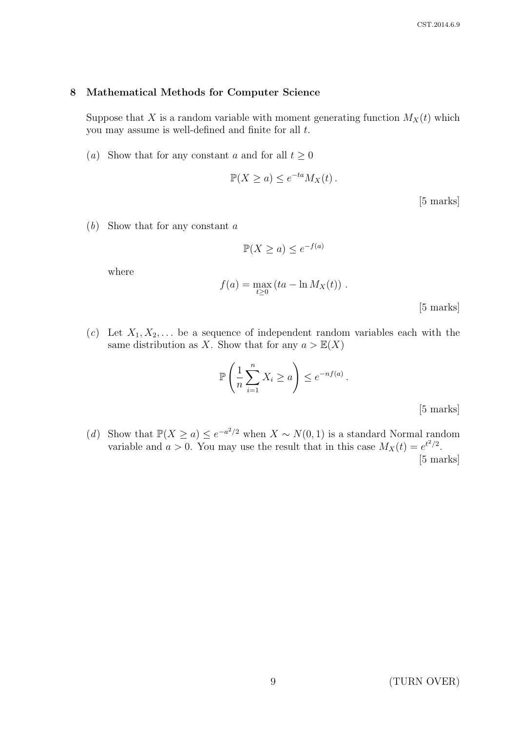## 8 Mathematical Methods for Computer Science

Suppose that $X$ is a random variable with moment generating function $M_X(t)$ which you may assume is well-defined and finite for all $t$.

(*a*) Show that for any constant $a$ and for all $t \geq 0$

$$\mathbb{P}(X \geq a) \leq e^{-ta} M_X(t) .$$

[5 marks]

(*b*) Show that for any constant $a$

$$\mathbb{P}(X \geq a) \leq e^{-f(a)}$$

where

$$f(a) = \max_{t \geq 0} \left( ta - \ln M_X(t) \right) .$$

[5 marks]

(*c*) Let $X_1, X_2, \ldots$ be a sequence of independent random variables each with the same distribution as $X$. Show that for any $a > \mathbb{E}(X)$

$$\mathbb{P}\left( \frac{1}{n} \sum_{i=1}^{n} X_i \geq a \right) \leq e^{-nf(a)} .$$

[5 marks]

(*d*) Show that $\mathbb{P}(X \geq a) \leq e^{-a^2/2}$ when $X \sim N(0,1)$ is a standard Normal random variable and $a > 0$. You may use the result that in this case $M_X(t) = e^{t^2/2}$.

[5 marks]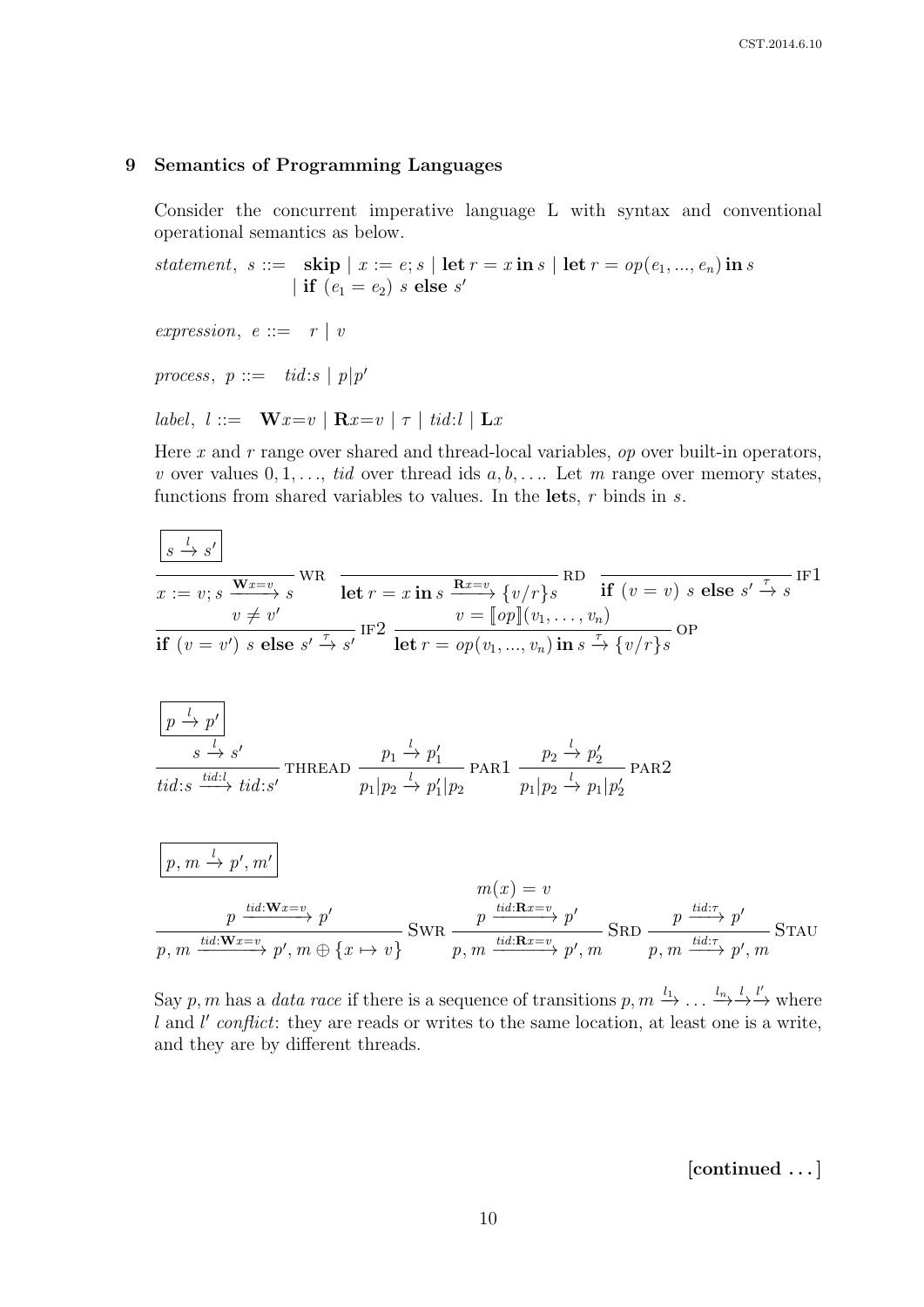## 9 Semantics of Programming Languages

Consider the concurrent imperative language L with syntax and conventional operational semantics as below.

$$\textit{statement},\ s ::= \ \ \textbf{skip} \mid x := e; s \mid \textbf{let}\ r = x\ \textbf{in}\ s \mid \textbf{let}\ r = op(e_1, ..., e_n)\ \textbf{in}\ s \mid \textbf{if}\ (e_1 = e_2)\ s\ \textbf{else}\ s'$$

$$\textit{expression},\ e ::= \ \ r \mid v$$

$$\textit{process},\ p ::= \ \ tid{:}s \mid p|p'$$

$$\textit{label},\ l ::= \ \ \mathbf{W}x{=}v \mid \mathbf{R}x{=}v \mid \tau \mid tid{:}l \mid \mathbf{L}x$$

Here $x$ and $r$ range over shared and thread-local variables, $op$ over built-in operators, $v$ over values $0, 1, \ldots$, $tid$ over thread ids $a, b, \ldots$. Let $m$ range over memory states, functions from shared variables to values. In the **let**s, $r$ binds in $s$.

$\boxed{s \xrightarrow{l} s'}$

$$\frac{}{x := v; s \xrightarrow{\mathbf{W}x=v} s}\ \text{WR} \qquad \frac{}{\textbf{let}\ r = x\ \textbf{in}\ s \xrightarrow{\mathbf{R}x=v} \{v/r\}s}\ \text{RD} \qquad \frac{}{\textbf{if}\ (v = v)\ s\ \textbf{else}\ s' \xrightarrow{\tau} s}\ \text{IF1}$$

$$\frac{v \neq v'}{\textbf{if}\ (v = v')\ s\ \textbf{else}\ s' \xrightarrow{\tau} s'}\ \text{IF2} \qquad \frac{v = [\![op]\!](v_1, \ldots, v_n)}{\textbf{let}\ r = op(v_1, ..., v_n)\ \textbf{in}\ s \xrightarrow{\tau} \{v/r\}s}\ \text{OP}$$

$\boxed{p \xrightarrow{l} p'}$

$$\frac{s \xrightarrow{l} s'}{tid{:}s \xrightarrow{tid:l} tid{:}s'}\ \text{THREAD} \qquad \frac{p_1 \xrightarrow{l} p_1'}{p_1|p_2 \xrightarrow{l} p_1'|p_2}\ \text{PAR1} \qquad \frac{p_2 \xrightarrow{l} p_2'}{p_1|p_2 \xrightarrow{l} p_1|p_2'}\ \text{PAR2}$$

$\boxed{p, m \xrightarrow{l} p', m'}$

$$\frac{p \xrightarrow{tid:\mathbf{W}x=v} p'}{p, m \xrightarrow{tid:\mathbf{W}x=v} p', m \oplus \{x \mapsto v\}}\ \textsc{Swr} \qquad \frac{\begin{array}{c} m(x) = v \\ p \xrightarrow{tid:\mathbf{R}x=v} p' \end{array}}{p, m \xrightarrow{tid:\mathbf{R}x=v} p', m}\ \textsc{Srd} \qquad \frac{p \xrightarrow{tid:\tau} p'}{p, m \xrightarrow{tid:\tau} p', m}\ \textsc{Stau}$$

Say $p, m$ has a *data race* if there is a sequence of transitions $p, m \xrightarrow{l_1} \ldots \xrightarrow{l_n}\xrightarrow{l}\xrightarrow{l'}$ where $l$ and $l'$ *conflict*: they are reads or writes to the same location, at least one is a write, and they are by different threads.

**[continued . . . ]**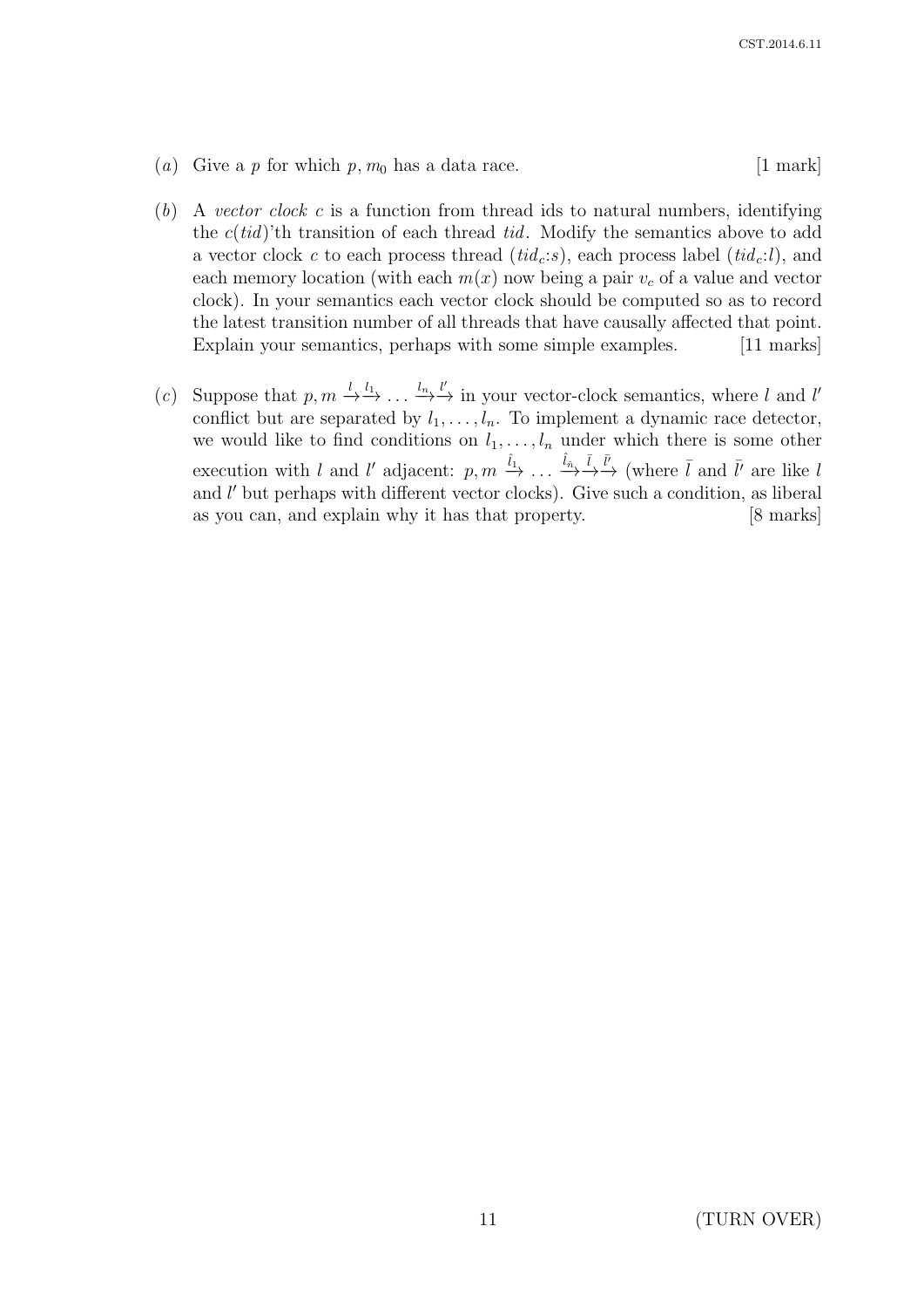(*a*) Give a $p$ for which $p, m_0$ has a data race. [1 mark]

(*b*) A *vector clock* $c$ is a function from thread ids to natural numbers, identifying the $c(tid)$'th transition of each thread $tid$. Modify the semantics above to add a vector clock $c$ to each process thread $(tid_c{:}s)$, each process label $(tid_c{:}l)$, and each memory location (with each $m(x)$ now being a pair $v_c$ of a value and vector clock). In your semantics each vector clock should be computed so as to record the latest transition number of all threads that have causally affected that point. Explain your semantics, perhaps with some simple examples. [11 marks]

(*c*) Suppose that $p, m \xrightarrow{l} \xrightarrow{l_1} \ldots \xrightarrow{l_n} \xrightarrow{l'}$ in your vector-clock semantics, where $l$ and $l'$ conflict but are separated by $l_1, \ldots, l_n$. To implement a dynamic race detector, we would like to find conditions on $l_1, \ldots, l_n$ under which there is some other execution with $l$ and $l'$ adjacent: $p, m \xrightarrow{\hat{l}_1} \ldots \xrightarrow{\hat{l}_{\hat{n}}} \xrightarrow{\bar{l}} \xrightarrow{\bar{l}'}$ (where $\bar{l}$ and $\bar{l}'$ are like $l$ and $l'$ but perhaps with different vector clocks). Give such a condition, as liberal as you can, and explain why it has that property. [8 marks]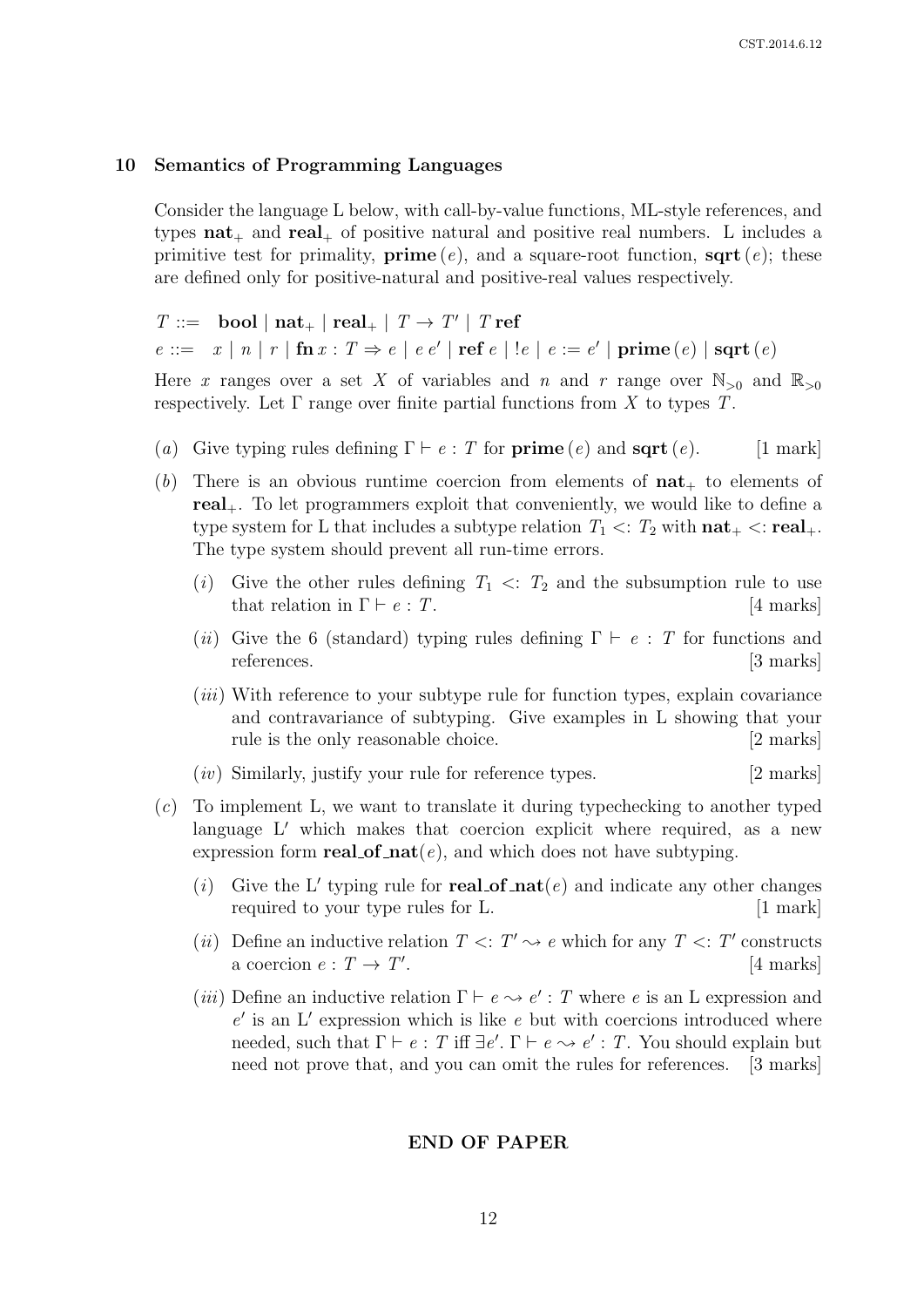## 10 Semantics of Programming Languages

Consider the language L below, with call-by-value functions, ML-style references, and types $\mathbf{nat}_+$ and $\mathbf{real}_+$ of positive natural and positive real numbers. L includes a primitive test for primality, $\mathbf{prime}\,(e)$, and a square-root function, $\mathbf{sqrt}\,(e)$; these are defined only for positive-natural and positive-real values respectively.

$$T ::= \ \ \mathbf{bool} \mid \mathbf{nat}_+ \mid \mathbf{real}_+ \mid T \to T' \mid T\,\mathbf{ref}$$

$$e ::= \ \ x \mid n \mid r \mid \mathbf{fn}\,x : T \Rightarrow e \mid e\,e' \mid \mathbf{ref}\,e \mid !e \mid e := e' \mid \mathbf{prime}\,(e) \mid \mathbf{sqrt}\,(e)$$

Here $x$ ranges over a set $X$ of variables and $n$ and $r$ range over $\mathbb{N}_{>0}$ and $\mathbb{R}_{>0}$ respectively. Let $\Gamma$ range over finite partial functions from $X$ to types $T$.

(*a*) Give typing rules defining $\Gamma \vdash e : T$ for $\mathbf{prime}\,(e)$ and $\mathbf{sqrt}\,(e)$. [1 mark]

(*b*) There is an obvious runtime coercion from elements of $\mathbf{nat}_+$ to elements of $\mathbf{real}_+$. To let programmers exploit that conveniently, we would like to define a type system for L that includes a subtype relation $T_1 <: T_2$ with $\mathbf{nat}_+ <: \mathbf{real}_+$. The type system should prevent all run-time errors.

(*i*) Give the other rules defining $T_1 <: T_2$ and the subsumption rule to use that relation in $\Gamma \vdash e : T$. [4 marks]

(*ii*) Give the 6 (standard) typing rules defining $\Gamma \vdash e : T$ for functions and references. [3 marks]

(*iii*) With reference to your subtype rule for function types, explain covariance and contravariance of subtyping. Give examples in L showing that your rule is the only reasonable choice. [2 marks]

(*iv*) Similarly, justify your rule for reference types. [2 marks]

(*c*) To implement L, we want to translate it during typechecking to another typed language L$'$ which makes that coercion explicit where required, as a new expression form $\mathbf{real\_of\_nat}(e)$, and which does not have subtyping.

(*i*) Give the L$'$ typing rule for $\mathbf{real\_of\_nat}(e)$ and indicate any other changes required to your type rules for L. [1 mark]

(*ii*) Define an inductive relation $T <: T' \rightsquigarrow e$ which for any $T <: T'$ constructs a coercion $e : T \to T'$. [4 marks]

(*iii*) Define an inductive relation $\Gamma \vdash e \rightsquigarrow e' : T$ where $e$ is an L expression and $e'$ is an L$'$ expression which is like $e$ but with coercions introduced where needed, such that $\Gamma \vdash e : T$ iff $\exists e'.\ \Gamma \vdash e \rightsquigarrow e' : T$. You should explain but need not prove that, and you can omit the rules for references. [3 marks]

**END OF PAPER**